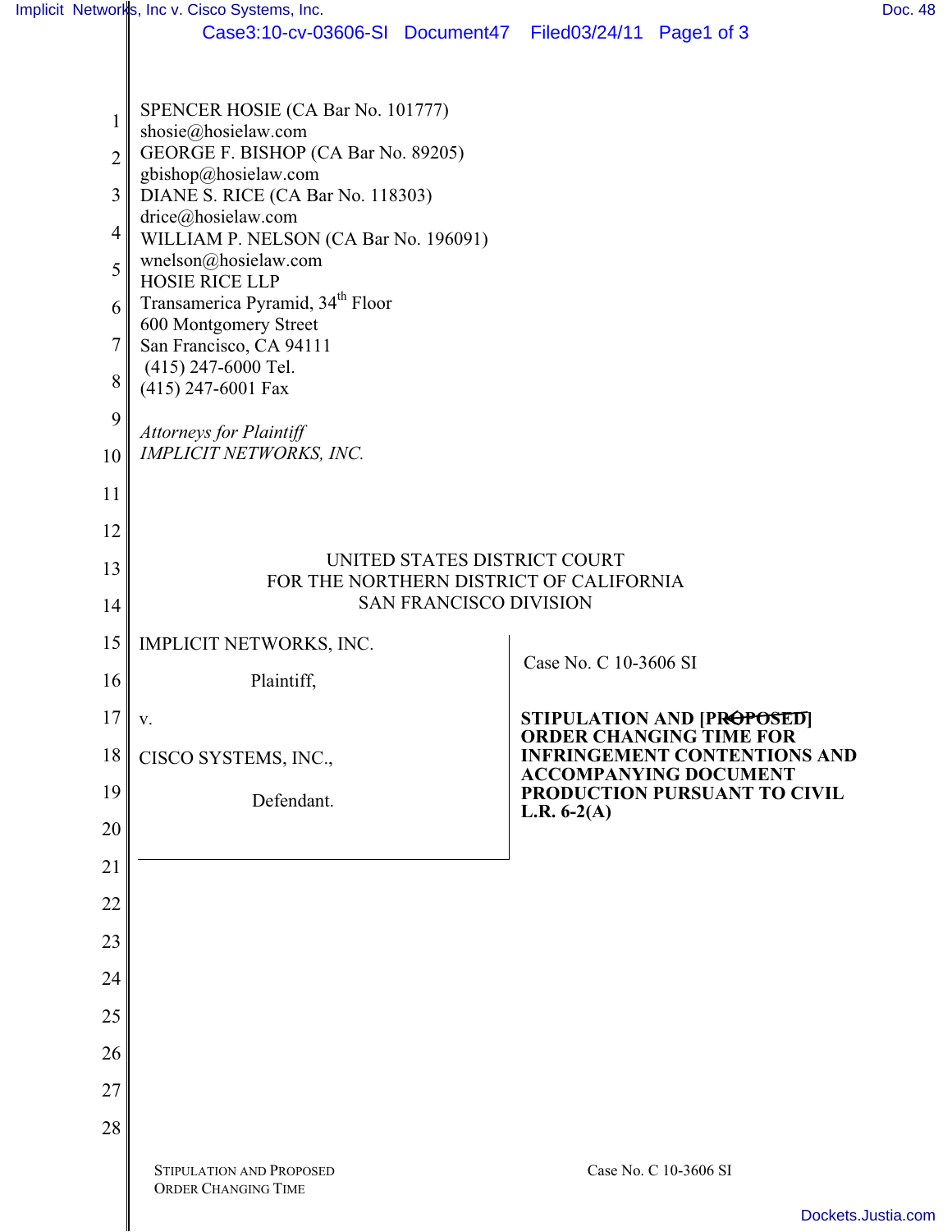SPENCER HOSIE (CA Bar No. 101777)
shosie@hosielaw.com
GEORGE F. BISHOP (CA Bar No. 89205)
gbishop@hosielaw.com
DIANE S. RICE (CA Bar No. 118303)
drice@hosielaw.com
WILLIAM P. NELSON (CA Bar No. 196091)
wnelson@hosielaw.com
HOSIE RICE LLP
Transamerica Pyramid, 34th Floor
600 Montgomery Street
San Francisco, CA 94111
(415) 247-6000 Tel.
(415) 247-6001 Fax

*Attorneys for Plaintiff*
*IMPLICIT NETWORKS, INC.*

UNITED STATES DISTRICT COURT
FOR THE NORTHERN DISTRICT OF CALIFORNIA
SAN FRANCISCO DIVISION

IMPLICIT NETWORKS, INC.

Plaintiff,

v.

CISCO SYSTEMS, INC.,

Defendant.

Case No. C 10-3606 SI

**STIPULATION AND [~~PROPOSED~~] ORDER CHANGING TIME FOR INFRINGEMENT CONTENTIONS AND ACCOMPANYING DOCUMENT PRODUCTION PURSUANT TO CIVIL L.R. 6-2(A)**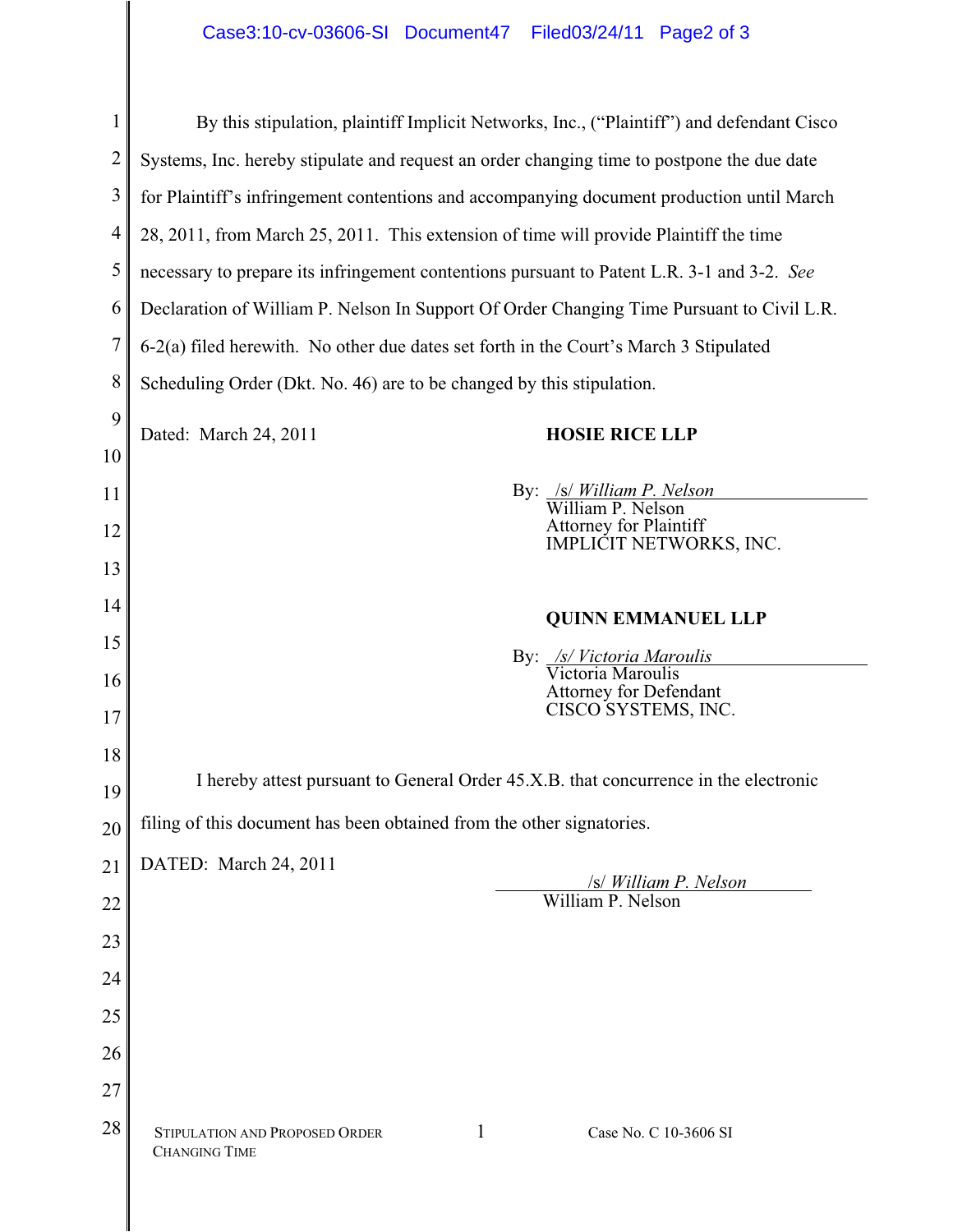By this stipulation, plaintiff Implicit Networks, Inc., ("Plaintiff") and defendant Cisco Systems, Inc. hereby stipulate and request an order changing time to postpone the due date for Plaintiff's infringement contentions and accompanying document production until March 28, 2011, from March 25, 2011. This extension of time will provide Plaintiff the time necessary to prepare its infringement contentions pursuant to Patent L.R. 3-1 and 3-2. *See* Declaration of William P. Nelson In Support Of Order Changing Time Pursuant to Civil L.R. 6-2(a) filed herewith. No other due dates set forth in the Court's March 3 Stipulated Scheduling Order (Dkt. No. 46) are to be changed by this stipulation.

Dated: March 24, 2011

**HOSIE RICE LLP**

By: /s/ *William P. Nelson*
William P. Nelson
Attorney for Plaintiff
IMPLICIT NETWORKS, INC.

**QUINN EMMANUEL LLP**

By: /s/ *Victoria Maroulis*
Victoria Maroulis
Attorney for Defendant
CISCO SYSTEMS, INC.

I hereby attest pursuant to General Order 45.X.B. that concurrence in the electronic filing of this document has been obtained from the other signatories.

DATED: March 24, 2011

/s/ *William P. Nelson*
William P. Nelson

STIPULATION AND PROPOSED ORDER CHANGING TIME — Case No. C 10-3606 SI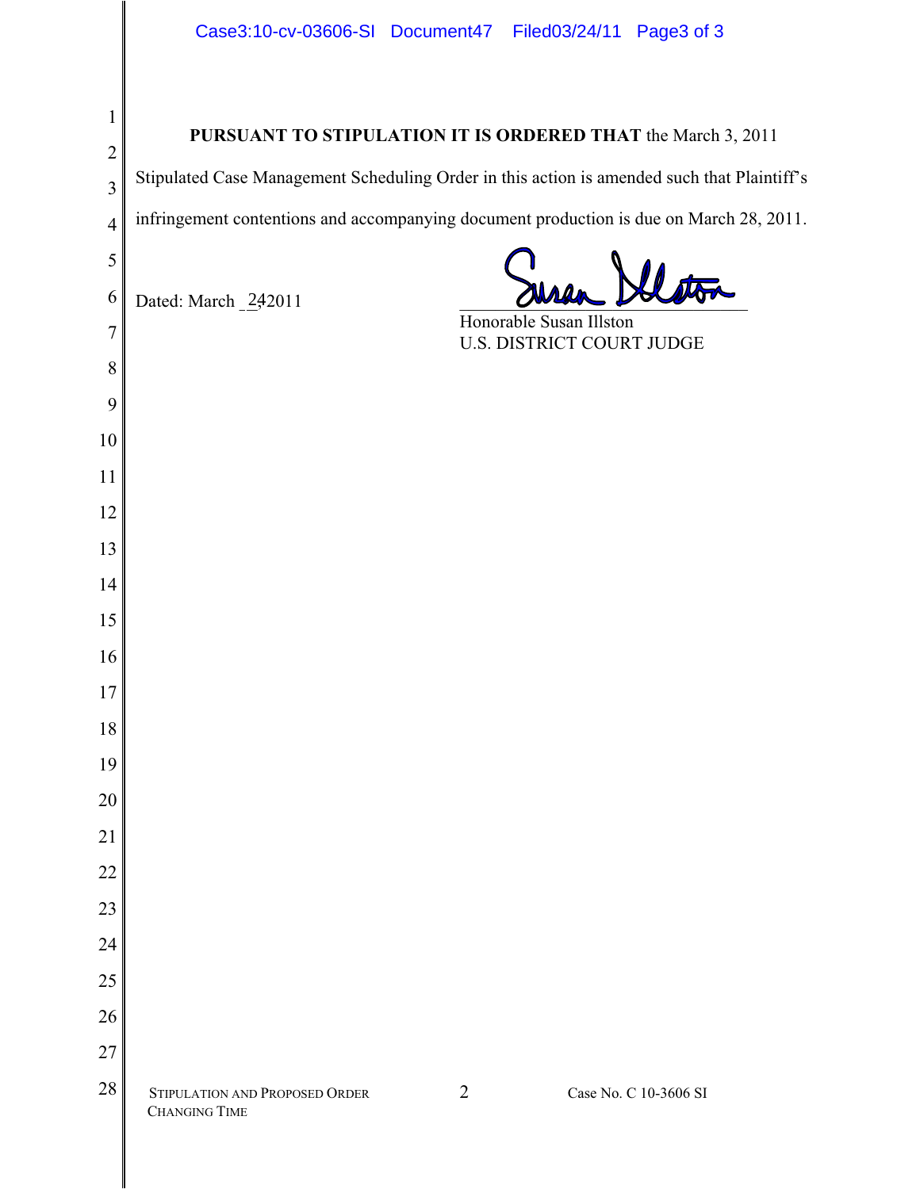**PURSUANT TO STIPULATION IT IS ORDERED THAT** the March 3, 2011 Stipulated Case Management Scheduling Order in this action is amended such that Plaintiff's infringement contentions and accompanying document production is due on March 28, 2011.

Dated: March 24, 2011

Honorable Susan Illston
U.S. DISTRICT COURT JUDGE